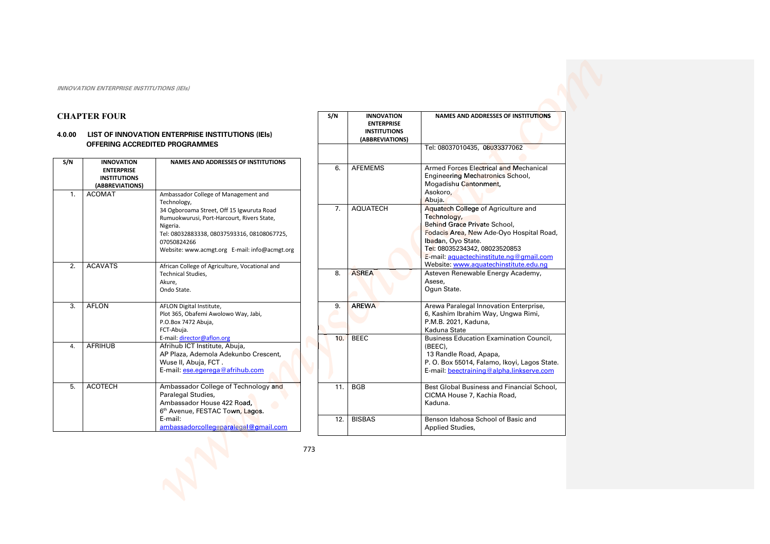# CHAPTER FOUR

## 4.0.00 LIST OF INNOVATION ENTERPRISE INSTITUTIONS (IEIs) OFFERING ACCREDITED PROGRAMMES

| S/N | INNOVATION ENTERPRISE INSTITUTIONS (ABBREVIATIONS) | NAMES AND ADDRESSES OF INSTITUTIONS |
|---|---|---|
| 1. | ACOMAT | Ambassador College of Management and Technology, 34 Ogboroama Street, Off 15 Igwuruta Road Rumuokwurusi, Port-Harcourt, Rivers State, Nigeria. Tel: 08032883338, 08037593316, 08108067725, 07050824266 Website: www.acmgt.org E-mail: info@acmgt.org |
| 2. | ACAVATS | African College of Agriculture, Vocational and Technical Studies, Akure, Ondo State. |
| 3. | AFLON | AFLON Digital Institute, Plot 365, Obafemi Awolowo Way, Jabi, P.O.Box 7472 Abuja, FCT-Abuja. E-mail: director@aflon.org |
| 4. | AFRIHUB | Afrihub ICT Institute, Abuja, AP Plaza, Ademola Adekunbo Crescent, Wuse II, Abuja, FCT . E-mail: ese.egerega@afrihub.com |
| 5. | ACOTECH | Ambassador College of Technology and Paralegal Studies, Ambassador House 422 Road, 6th Avenue, FESTAC Town, Lagos. E-mail: ambassadorcollegeparalegal@gmail.com Tel: 08037010435, 08033377062 |
| 6. | AFEMEMS | Armed Forces Electrical and Mechanical Engineering Mechatronics School, Mogadishu Cantonment, Asokoro, Abuja. |
| 7. | AQUATECH | Aquatech College of Agriculture and Technology, Behind Grace Private School, Fodacis Area, New Ade-Oyo Hospital Road, Ibadan, Oyo State. Tel: 08035234342, 08023520853 E-mail: aquactechinstitute.ng@gmail.com Website: www.aquatechinstitute.edu.ng |
| 8. | ASREA | Asteven Renewable Energy Academy, Asese, Ogun State. |
| 9. | AREWA | Arewa Paralegal Innovation Enterprise, 6, Kashim Ibrahim Way, Ungwa Rimi, P.M.B. 2021, Kaduna, Kaduna State |
| 10. | BEEC | Business Education Examination Council, (BEEC), 13 Randle Road, Apapa, P. O. Box 55014, Falamo, Ikoyi, Lagos State. E-mail: beectraining@alpha.linkserve.com |
| 11. | BGB | Best Global Business and Financial School, CICMA House 7, Kachia Road, Kaduna. |
| 12. | BISBAS | Benson Idahosa School of Basic and Applied Studies, |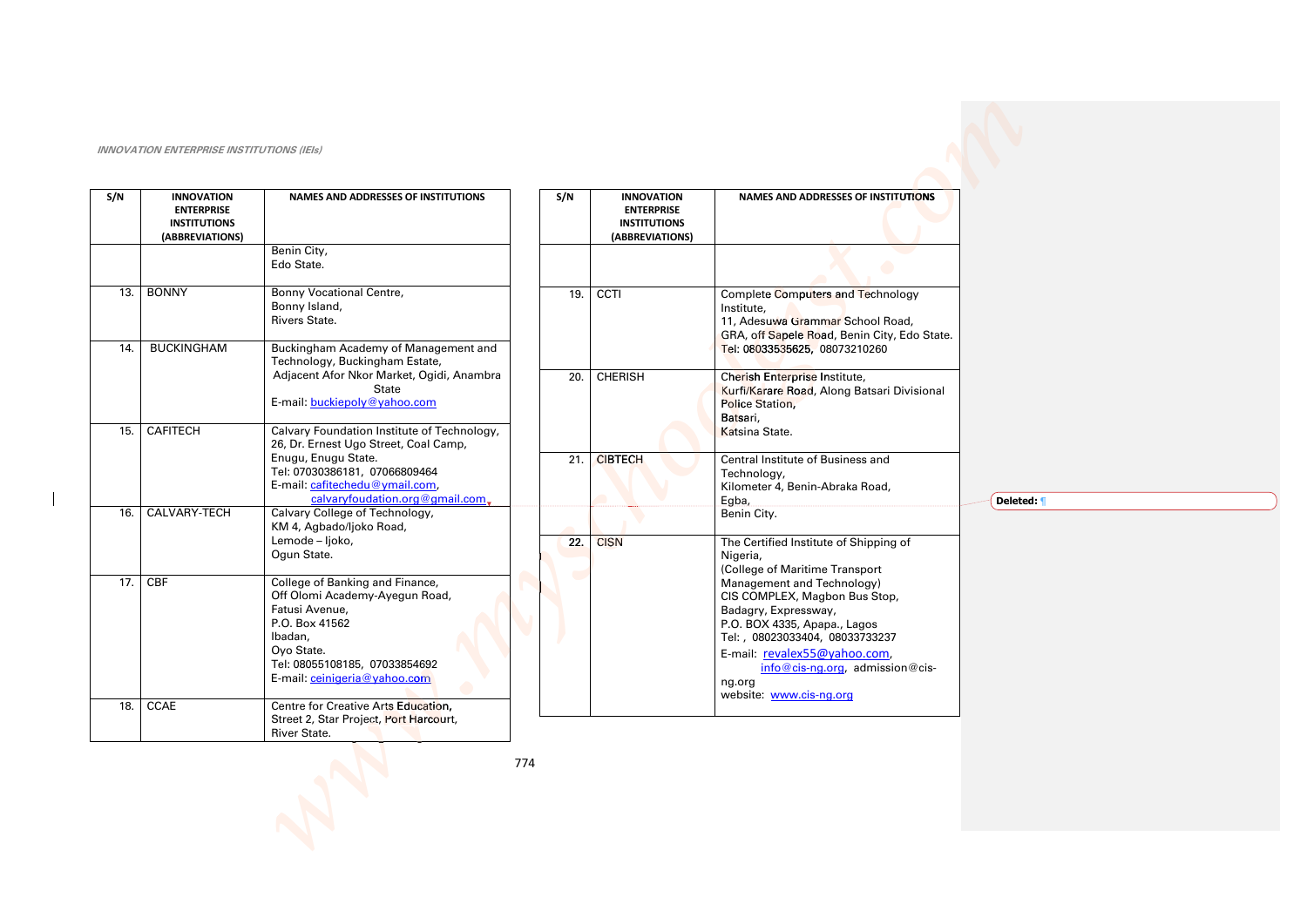*INNOVATION ENTERPRISE INSTITUTIONS (IEIs)*

| S/N | INNOVATION ENTERPRISE INSTITUTIONS (ABBREVIATIONS) | NAMES AND ADDRESSES OF INSTITUTIONS |
|---|---|---|
| | | Benin City,<br>Edo State. |
| 13. | BONNY | Bonny Vocational Centre,<br>Bonny Island,<br>Rivers State. |
| 14. | BUCKINGHAM | Buckingham Academy of Management and Technology, Buckingham Estate,<br>Adjacent Afor Nkor Market, Ogidi, Anambra State<br>E-mail: buckiepoly@yahoo.com |
| 15. | CAFITECH | Calvary Foundation Institute of Technology,<br>26, Dr. Ernest Ugo Street, Coal Camp,<br>Enugu, Enugu State.<br>Tel: 07030386181, 07066809464<br>E-mail: cafitechedu@ymail.com,<br>calvaryfoudation.org@gmail.com |
| 16. | CALVARY-TECH | Calvary College of Technology,<br>KM 4, Agbado/Ijoko Road,<br>Lemode – Ijoko,<br>Ogun State. |
| 17. | CBF | College of Banking and Finance,<br>Off Olomi Academy-Ayegun Road,<br>Fatusi Avenue,<br>P.O. Box 41562<br>Ibadan,<br>Oyo State.<br>Tel: 08055108185, 07033854692<br>E-mail: ceinigeria@yahoo.com |
| 18. | CCAE | Centre for Creative Arts Education,<br>Street 2, Star Project, Port Harcourt,<br>River State. |
| 19. | CCTI | Complete Computers and Technology Institute,<br>11, Adesuwa Grammar School Road,<br>GRA, off Sapele Road, Benin City, Edo State.<br>Tel: 08033535625, 08073210260 |
| 20. | CHERISH | Cherish Enterprise Institute,<br>Kurfi/Karare Road, Along Batsari Divisional Police Station,<br>Batsari,<br>Katsina State. |
| 21. | CIBTECH | Central Institute of Business and Technology,<br>Kilometer 4, Benin-Abraka Road,<br>Egba,<br>Benin City. |
| **22.** | CISN | The Certified Institute of Shipping of Nigeria,<br>(College of Maritime Transport Management and Technology)<br>CIS COMPLEX, Magbon Bus Stop,<br>Badagry, Expressway,<br>P.O. BOX 4335, Apapa., Lagos<br>Tel: , 08023033404, 08033733237<br>E-mail: revalex55@yahoo.com,<br>info@cis-ng.org, admission@cis-ng.org<br>website: www.cis-ng.org |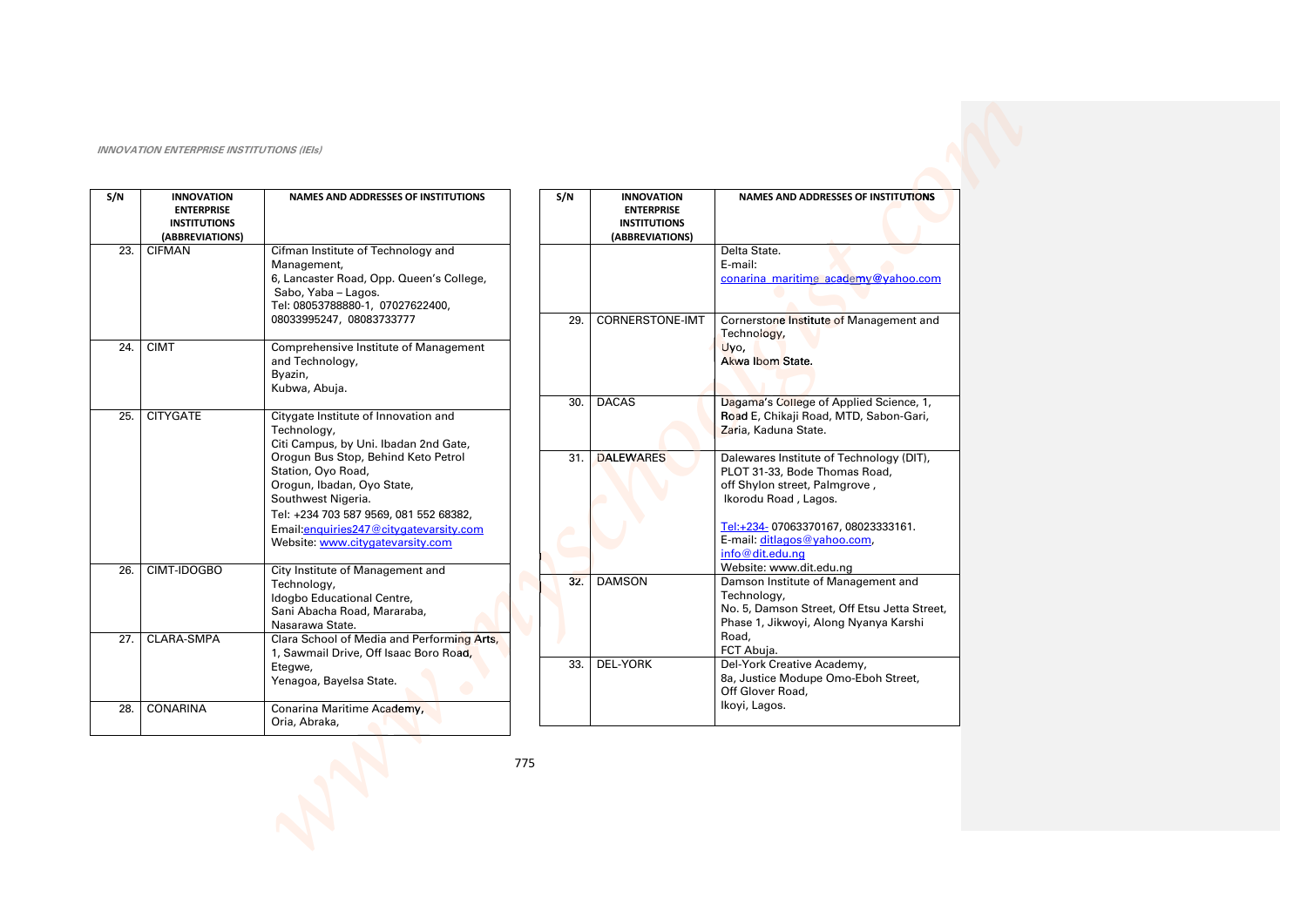*INNOVATION ENTERPRISE INSTITUTIONS (IEIs)*

| S/N | INNOVATION ENTERPRISE INSTITUTIONS (ABBREVIATIONS) | NAMES AND ADDRESSES OF INSTITUTIONS |
|---|---|---|
| 23. | CIFMAN | Cifman Institute of Technology and Management, 6, Lancaster Road, Opp. Queen's College, Sabo, Yaba – Lagos. Tel: 08053788880-1, 07027622400, 08033995247, 08083733777 |
| 24. | CIMT | Comprehensive Institute of Management and Technology, Byazin, Kubwa, Abuja. |
| 25. | CITYGATE | Citygate Institute of Innovation and Technology, Citi Campus, by Uni. Ibadan 2nd Gate, Orogun Bus Stop, Behind Keto Petrol Station, Oyo Road, Orogun, Ibadan, Oyo State, Southwest Nigeria. Tel: +234 703 587 9569, 081 552 68382, Email:enquiries247@citygatevarsity.com Website: www.citygatevarsity.com |
| 26. | CIMT-IDOGBO | City Institute of Management and Technology, Idogbo Educational Centre, Sani Abacha Road, Mararaba, Nasarawa State. |
| 27. | CLARA-SMPA | Clara School of Media and Performing Arts, 1, Sawmail Drive, Off Isaac Boro Road, Etegwe, Yenagoa, Bayelsa State. |
| 28. | CONARINA | Conarina Maritime Academy, Oria, Abraka, Delta State. E-mail: conarina_maritime_academy@yahoo.com |
| 29. | CORNERSTONE-IMT | Cornerstone Institute of Management and Technology, Uyo, Akwa Ibom State. |
| 30. | DACAS | Dagama's College of Applied Science, 1, Road E, Chikaji Road, MTD, Sabon-Gari, Zaria, Kaduna State. |
| 31. | DALEWARES | Dalewares Institute of Technology (DIT), PLOT 31-33, Bode Thomas Road, off Shylon street, Palmgrove , Ikorodu Road , Lagos. Tel:+234- 07063370167, 08023333161. E-mail: ditlagos@yahoo.com, info@dit.edu.ng Website: www.dit.edu.ng |
| 32. | DAMSON | Damson Institute of Management and Technology, No. 5, Damson Street, Off Etsu Jetta Street, Phase 1, Jikwoyi, Along Nyanya Karshi Road, FCT Abuja. |
| 33. | DEL-YORK | Del-York Creative Academy, 8a, Justice Modupe Omo-Eboh Street, Off Glover Road, Ikoyi, Lagos. |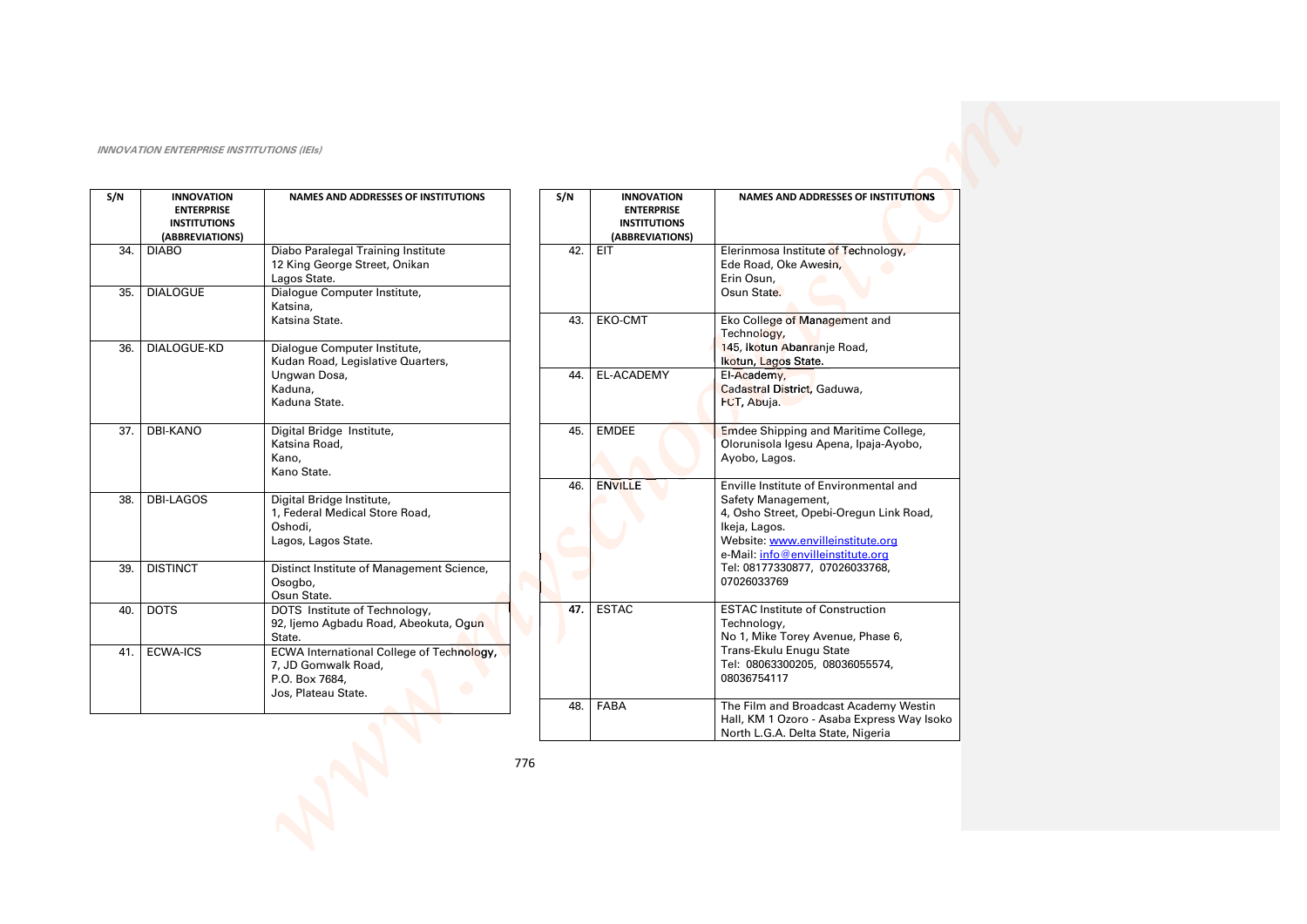*INNOVATION ENTERPRISE INSTITUTIONS (IEIs)*

| S/N | INNOVATION ENTERPRISE INSTITUTIONS (ABBREVIATIONS) | NAMES AND ADDRESSES OF INSTITUTIONS |
|---|---|---|
| 34. | DIABO | Diabo Paralegal Training Institute<br>12 King George Street, Onikan<br>Lagos State. |
| 35. | DIALOGUE | Dialogue Computer Institute,<br>Katsina,<br>Katsina State. |
| 36. | DIALOGUE-KD | Dialogue Computer Institute,<br>Kudan Road, Legislative Quarters,<br>Ungwan Dosa,<br>Kaduna,<br>Kaduna State. |
| 37. | DBI-KANO | Digital Bridge Institute,<br>Katsina Road,<br>Kano,<br>Kano State. |
| 38. | DBI-LAGOS | Digital Bridge Institute,<br>1, Federal Medical Store Road,<br>Oshodi,<br>Lagos, Lagos State. |
| 39. | DISTINCT | Distinct Institute of Management Science,<br>Osogbo,<br>Osun State. |
| 40. | DOTS | DOTS Institute of Technology,<br>92, Ijemo Agbadu Road, Abeokuta, Ogun State. |
| 41. | ECWA-ICS | ECWA International College of Technology,<br>7, JD Gomwalk Road,<br>P.O. Box 7684,<br>Jos, Plateau State. |
| 42. | EIT | Elerinmosa Institute of Technology,<br>Ede Road, Oke Awesin,<br>Erin Osun,<br>Osun State. |
| 43. | EKO-CMT | Eko College of Management and Technology,<br>145, Ikotun Abanranje Road,<br>Ikotun, Lagos State. |
| 44. | EL-ACADEMY | El-Academy,<br>Cadastral District, Gaduwa,<br>FCT, Abuja. |
| 45. | EMDEE | Emdee Shipping and Maritime College,<br>Olorunisola Igesu Apena, Ipaja-Ayobo,<br>Ayobo, Lagos. |
| 46. | ENVILLE | Enville Institute of Environmental and Safety Management,<br>4, Osho Street, Opebi-Oregun Link Road,<br>Ikeja, Lagos.<br>Website: www.envilleinstitute.org<br>e-Mail: info@envilleinstitute.org<br>Tel: 08177330877, 07026033768,<br>07026033769 |
| 47. | ESTAC | ESTAC Institute of Construction Technology,<br>No 1, Mike Torey Avenue, Phase 6,<br>Trans-Ekulu Enugu State<br>Tel: 08063300205, 08036055574,<br>08036754117 |
| 48. | FABA | The Film and Broadcast Academy Westin Hall, KM 1 Ozoro - Asaba Express Way Isoko North L.G.A. Delta State, Nigeria |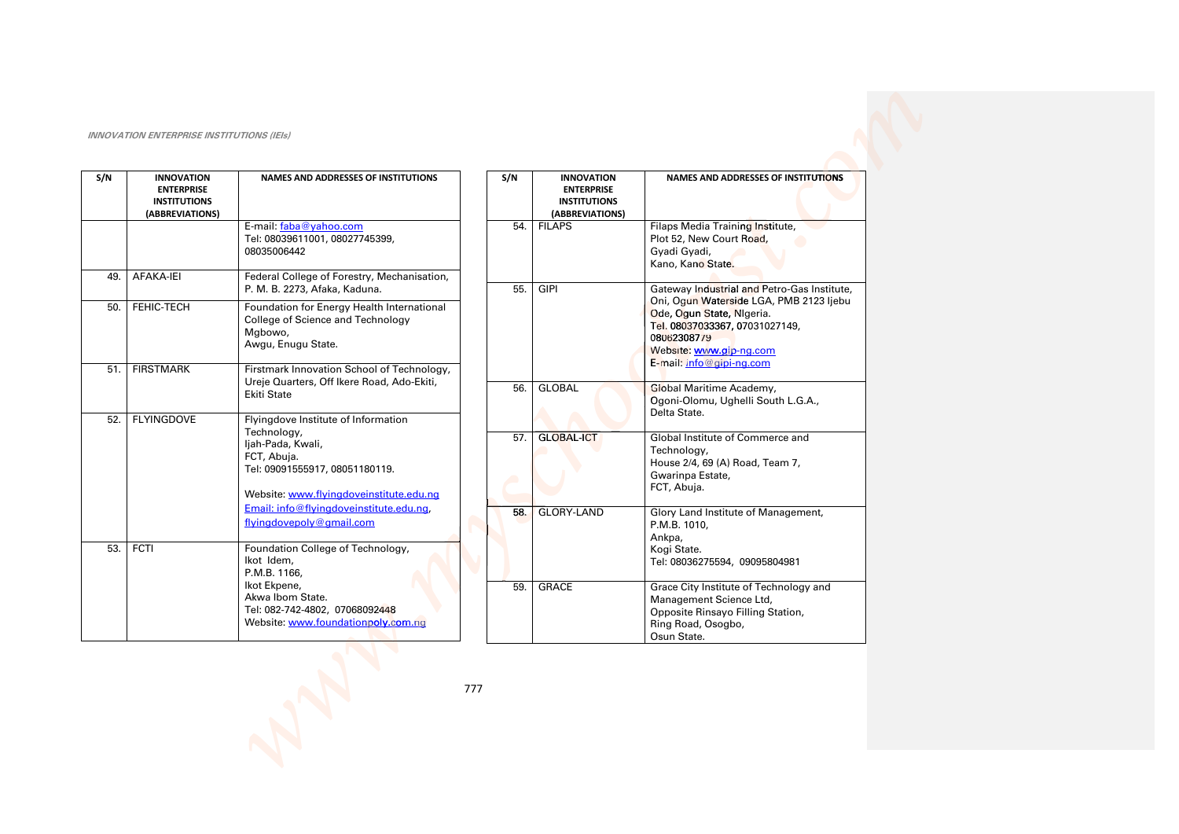*INNOVATION ENTERPRISE INSTITUTIONS (IEIs)*

| S/N | INNOVATION ENTERPRISE INSTITUTIONS (ABBREVIATIONS) | NAMES AND ADDRESSES OF INSTITUTIONS |
|---|---|---|
| | | E-mail: faba@yahoo.com<br>Tel: 08039611001, 08027745399, 08035006442 |
| 49. | AFAKA-IEI | Federal College of Forestry, Mechanisation, P. M. B. 2273, Afaka, Kaduna. |
| 50. | FEHIC-TECH | Foundation for Energy Health International College of Science and Technology Mgbowo, Awgu, Enugu State. |
| 51. | FIRSTMARK | Firstmark Innovation School of Technology, Ureje Quarters, Off Ikere Road, Ado-Ekiti, Ekiti State |
| 52. | FLYINGDOVE | Flyingdove Institute of Information Technology,<br>Ijah-Pada, Kwali,<br>FCT, Abuja.<br>Tel: 09091555917, 08051180119.<br>Website: www.flyingdoveinstitute.edu.ng<br>Email: info@flyingdoveinstitute.edu.ng, flyingdovepoly@gmail.com |
| 53. | FCTI | Foundation College of Technology,<br>Ikot Idem,<br>P.M.B. 1166,<br>Ikot Ekpene,<br>Akwa Ibom State.<br>Tel: 082-742-4802, 07068092448<br>Website: www.foundationpoly.com.ng |
| 54. | FILAPS | Filaps Media Training Institute,<br>Plot 52, New Court Road,<br>Gyadi Gyadi,<br>Kano, Kano State. |
| 55. | GIPI | Gateway Industrial and Petro-Gas Institute, Oni, Ogun Waterside LGA, PMB 2123 Ijebu Ode, Ogun State, Nigeria.<br>Tel. 08037033367, 07031027149, 08062308779<br>Website: www.gip-ng.com<br>E-mail: info@gipi-ng.com |
| 56. | GLOBAL | Global Maritime Academy,<br>Ogoni-Olomu, Ughelli South L.G.A.,<br>Delta State. |
| 57. | GLOBAL-ICT | Global Institute of Commerce and Technology,<br>House 2/4, 69 (A) Road, Team 7,<br>Gwarinpa Estate,<br>FCT, Abuja. |
| 58. | GLORY-LAND | Glory Land Institute of Management,<br>P.M.B. 1010,<br>Ankpa,<br>Kogi State.<br>Tel: 08036275594, 09095804981 |
| 59. | GRACE | Grace City Institute of Technology and Management Science Ltd,<br>Opposite Rinsayo Filling Station,<br>Ring Road, Osogbo,<br>Osun State. |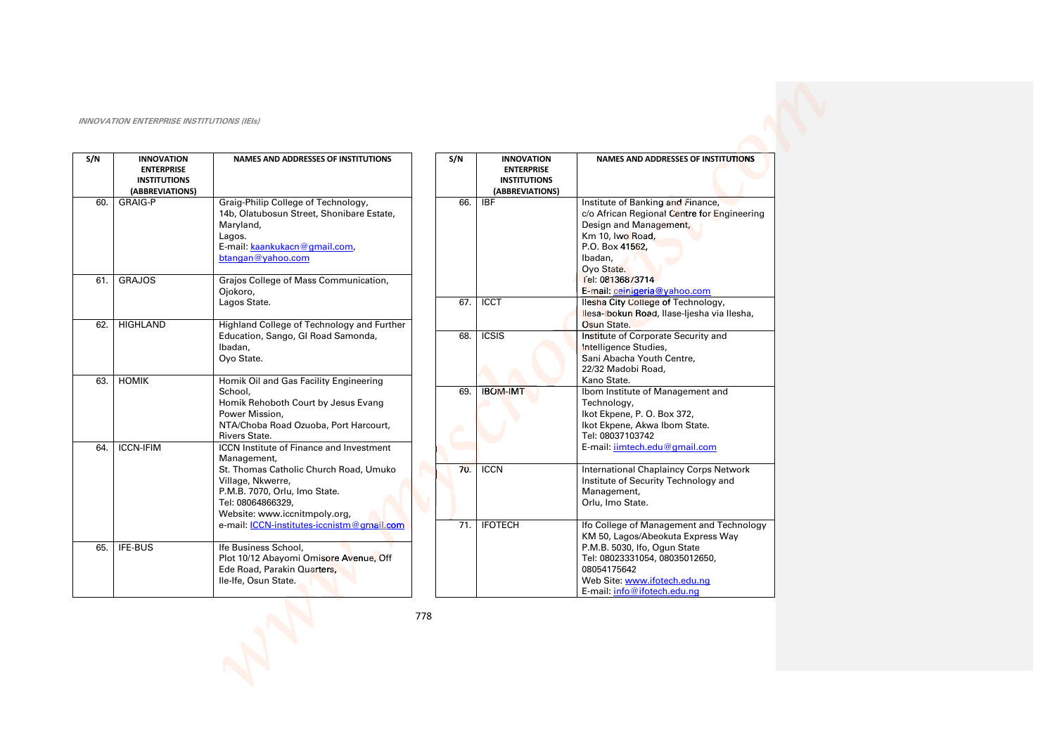*INNOVATION ENTERPRISE INSTITUTIONS (IEIs)*

| S/N | INNOVATION ENTERPRISE INSTITUTIONS (ABBREVIATIONS) | NAMES AND ADDRESSES OF INSTITUTIONS |
|---|---|---|
| 60. | GRAIG-P | Graig-Philip College of Technology, 14b, Olatubosun Street, Shonibare Estate, Maryland, Lagos. E-mail: kaankukacn@gmail.com, btangan@yahoo.com |
| 61. | GRAJOS | Grajos College of Mass Communication, Ojokoro, Lagos State. |
| 62. | HIGHLAND | Highland College of Technology and Further Education, Sango, GI Road Samonda, Ibadan, Oyo State. |
| 63. | HOMIK | Homik Oil and Gas Facility Engineering School, Homik Rehoboth Court by Jesus Evang Power Mission, NTA/Choba Road Ozuoba, Port Harcourt, Rivers State. |
| 64. | ICCN-IFIM | ICCN Institute of Finance and Investment Management, St. Thomas Catholic Church Road, Umuko Village, Nkwerre, P.M.B. 7070, Orlu, Imo State. Tel: 08064866329, Website: www.iccnitmpoly.org, e-mail: ICCN-institutes-iccnistm@gmail.com |
| 65. | IFE-BUS | Ife Business School, Plot 10/12 Abayomi Omisore Avenue, Off Ede Road, Parakin Quarters, Ile-Ife, Osun State. |
| 66. | IBF | Institute of Banking and Finance, c/o African Regional Centre for Engineering Design and Management, Km 10, Iwo Road, P.O. Box 41562, Ibadan, Oyo State. Tel: 08136873714 E-mail: ceinigeria@yahoo.com |
| 67. | ICCT | Ilesha City College of Technology, Ilesa-Ibokun Road, Ilase-Ijesha via Ilesha, Osun State. |
| 68. | ICSIS | Institute of Corporate Security and Intelligence Studies, Sani Abacha Youth Centre, 22/32 Madobi Road, Kano State. |
| 69. | IBOM-IMT | Ibom Institute of Management and Technology, Ikot Ekpene, P. O. Box 372, Ikot Ekpene, Akwa Ibom State. Tel: 08037103742 E-mail: iimtech.edu@gmail.com |
| 70. | ICCN | International Chaplaincy Corps Network Institute of Security Technology and Management, Orlu, Imo State. |
| 71. | IFOTECH | Ifo College of Management and Technology KM 50, Lagos/Abeokuta Express Way P.M.B. 5030, Ifo, Ogun State Tel: 08023331054, 08035012650, 08054175642 Web Site: www.ifotech.edu.ng E-mail: info@ifotech.edu.ng |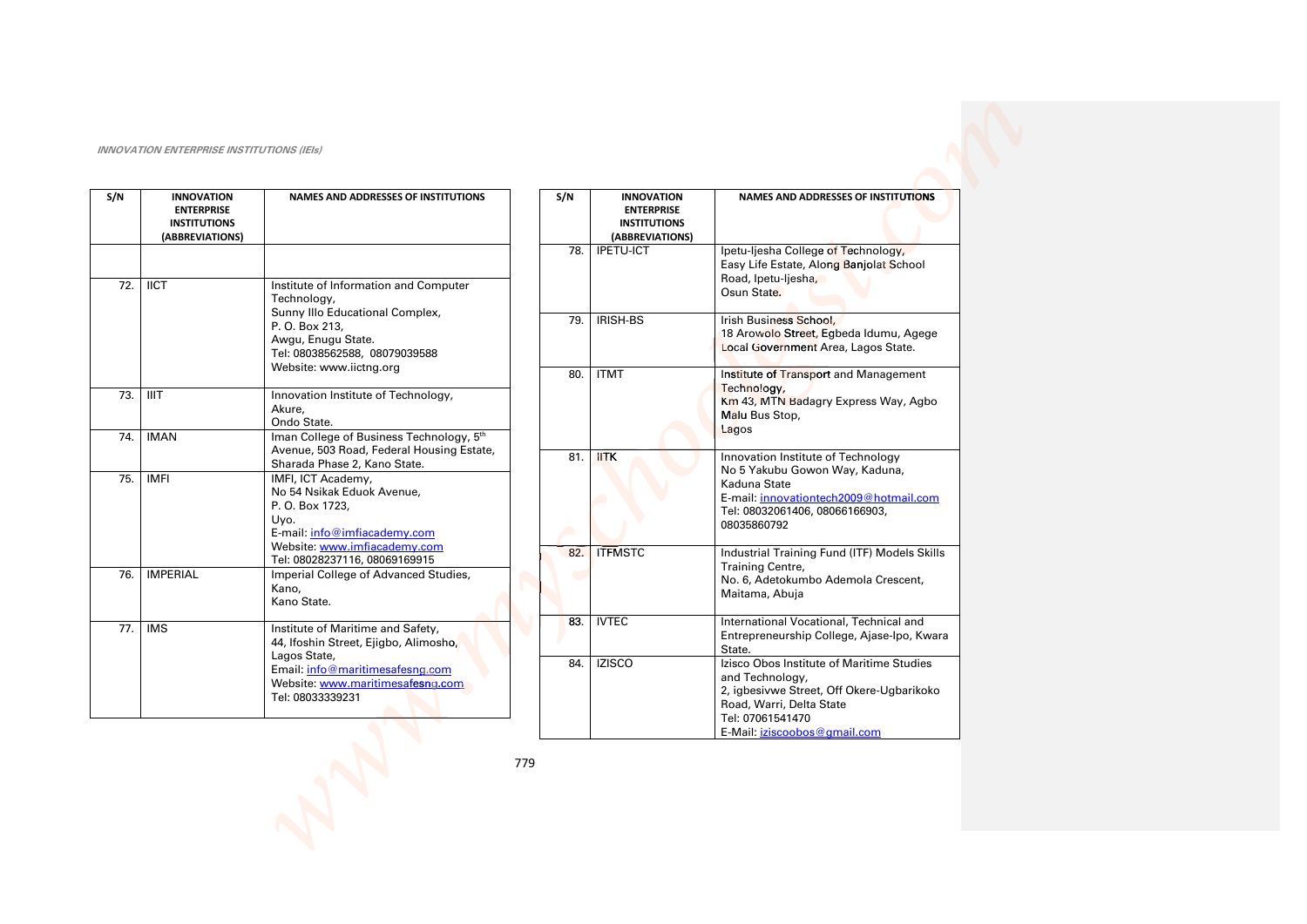*INNOVATION ENTERPRISE INSTITUTIONS (IEIs)*

| S/N | INNOVATION ENTERPRISE INSTITUTIONS (ABBREVIATIONS) | NAMES AND ADDRESSES OF INSTITUTIONS |
|---|---|---|
| | | |
| 72. | IICT | Institute of Information and Computer Technology, Sunny Illo Educational Complex, P. O. Box 213, Awgu, Enugu State. Tel: 08038562588, 08079039588 Website: www.iictng.org |
| 73. | IIIT | Innovation Institute of Technology, Akure, Ondo State. |
| 74. | IMAN | Iman College of Business Technology, 5th Avenue, 503 Road, Federal Housing Estate, Sharada Phase 2, Kano State. |
| 75. | IMFI | IMFI, ICT Academy, No 54 Nsikak Eduok Avenue, P. O. Box 1723, Uyo. E-mail: info@imfiacademy.com Website: www.imfiacademy.com Tel: 08028237116, 08069169915 |
| 76. | IMPERIAL | Imperial College of Advanced Studies, Kano, Kano State. |
| 77. | IMS | Institute of Maritime and Safety, 44, Ifoshin Street, Ejigbo, Alimosho, Lagos State, Email: info@maritimesafesng.com Website: www.maritimesafesng.com Tel: 08033339231 |
| 78. | IPETU-ICT | Ipetu-Ijesha College of Technology, Easy Life Estate, Along Banjolat School Road, Ipetu-Ijesha, Osun State. |
| 79. | IRISH-BS | Irish Business School, 18 Arowolo Street, Egbeda Idumu, Agege Local Government Area, Lagos State. |
| 80. | ITMT | Institute of Transport and Management Technology, Km 43, MTN Badagry Express Way, Agbo Malu Bus Stop, Lagos |
| 81. | IITK | Innovation Institute of Technology No 5 Yakubu Gowon Way, Kaduna, Kaduna State E-mail: innovationtech2009@hotmail.com Tel: 08032061406, 08066166903, 08035860792 |
| 82. | ITFMSTC | Industrial Training Fund (ITF) Models Skills Training Centre, No. 6, Adetokumbo Ademola Crescent, Maitama, Abuja |
| 83. | IVTEC | International Vocational, Technical and Entrepreneurship College, Ajase-Ipo, Kwara State. |
| 84. | IZISCO | Izisco Obos Institute of Maritime Studies and Technology, 2, igbesivwe Street, Off Okere-Ugbarikoko Road, Warri, Delta State Tel: 07061541470 E-Mail: iziscoobos@gmail.com |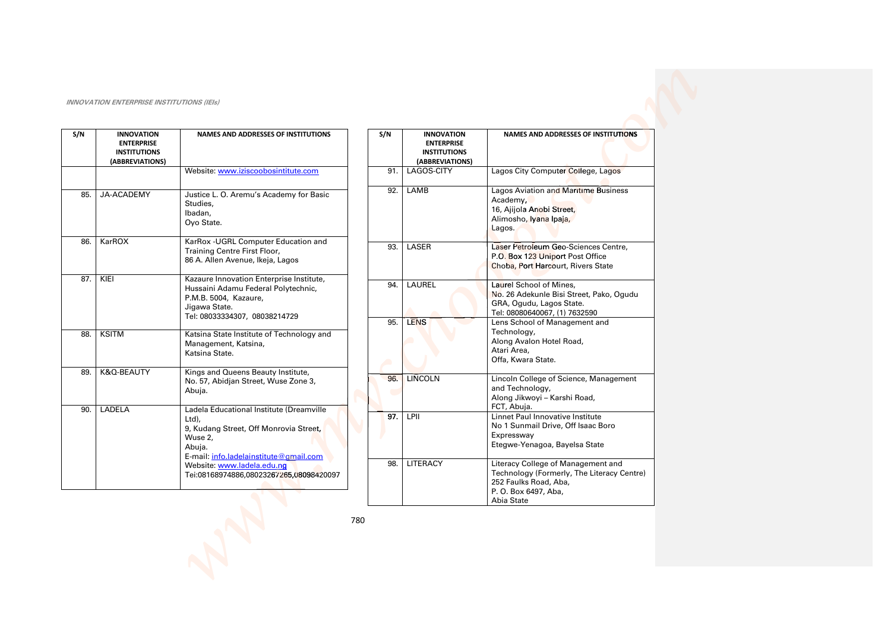*INNOVATION ENTERPRISE INSTITUTIONS (IEIs)*

| S/N | INNOVATION ENTERPRISE INSTITUTIONS (ABBREVIATIONS) | NAMES AND ADDRESSES OF INSTITUTIONS |
|---|---|---|
| | | Website: www.iziscoobosintitute.com |
| 85. | JA-ACADEMY | Justice L. O. Aremu's Academy for Basic Studies, Ibadan, Oyo State. |
| 86. | KarROX | KarRox -UGRL Computer Education and Training Centre First Floor, 86 A. Allen Avenue, Ikeja, Lagos |
| 87. | KIEI | Kazaure Innovation Enterprise Institute, Hussaini Adamu Federal Polytechnic, P.M.B. 5004, Kazaure, Jigawa State. Tel: 08033334307, 08038214729 |
| 88. | KSITM | Katsina State Institute of Technology and Management, Katsina, Katsina State. |
| 89. | K&Q-BEAUTY | Kings and Queens Beauty Institute, No. 57, Abidjan Street, Wuse Zone 3, Abuja. |
| 90. | LADELA | Ladela Educational Institute (Dreamville Ltd), 9, Kudang Street, Off Monrovia Street, Wuse 2, Abuja. E-mail: info.ladelainstitute@gmail.com Website: www.ladela.edu.ng Tel:08168974886,08023267265,08098420097 |
| 91. | LAGOS-CITY | Lagos City Computer College, Lagos |
| 92. | LAMB | Lagos Aviation and Maritime Business Academy, 16, Ajijola Anobi Street, Alimosho, Iyana Ipaja, Lagos. |
| 93. | LASER | Laser Petroleum Geo-Sciences Centre, P.O. Box 123 Uniport Post Office Choba, Port Harcourt, Rivers State |
| 94. | LAUREL | Laurel School of Mines, No. 26 Adekunle Bisi Street, Pako, Ogudu GRA, Ogudu, Lagos State. Tel: 08080640067, (1) 7632590 |
| 95. | LENS | Lens School of Management and Technology, Along Avalon Hotel Road, Atari Area, Offa, Kwara State. |
| 96. | LINCOLN | Lincoln College of Science, Management and Technology, Along Jikwoyi – Karshi Road, FCT, Abuja. |
| 97. | LPII | Linnet Paul Innovative Institute No 1 Sunmail Drive, Off Isaac Boro Expressway Etegwe-Yenagoa, Bayelsa State |
| 98. | LITERACY | Literacy College of Management and Technology (Formerly, The Literacy Centre) 252 Faulks Road, Aba, P. O. Box 6497, Aba, Abia State |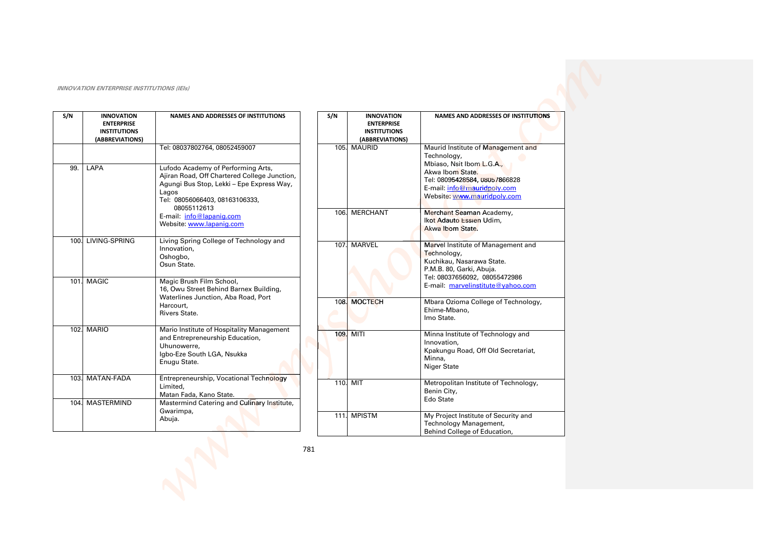*INNOVATION ENTERPRISE INSTITUTIONS (IEIs)*

| S/N | INNOVATION ENTERPRISE INSTITUTIONS (ABBREVIATIONS) | NAMES AND ADDRESSES OF INSTITUTIONS |
|---|---|---|
| | | Tel: 08037802764, 08052459007 |
| 99. | LAPA | Lufodo Academy of Performing Arts, Ajiran Road, Off Chartered College Junction, Agungi Bus Stop, Lekki – Epe Express Way, Lagos Tel: 08056066403, 08163106333, 08055112613 E-mail: info@lapanig.com Website: www.lapanig.com |
| 100. | LIVING-SPRING | Living Spring College of Technology and Innovation, Oshogbo, Osun State. |
| 101. | MAGIC | Magic Brush Film School, 16, Owu Street Behind Barnex Building, Waterlines Junction, Aba Road, Port Harcourt, Rivers State. |
| 102. | MARIO | Mario Institute of Hospitality Management and Entrepreneurship Education, Uhunowerre, Igbo-Eze South LGA, Nsukka Enugu State. |
| 103. | MATAN-FADA | Entrepreneurship, Vocational Technology Limited, Matan Fada, Kano State. |
| 104. | MASTERMIND | Mastermind Catering and Culinary Institute, Gwarimpa, Abuja. |
| 105. | MAURID | Maurid Institute of Management and Technology, Mbiaso, Nsit Ibom L.G.A., Akwa Ibom State. Tel: 08095428584, 08057866828 E-mail: info@mauridpoly.com Website: www.mauridpoly.com |
| 106. | MERCHANT | Merchant Seaman Academy, Ikot Adauto Essien Udim, Akwa Ibom State. |
| 107. | MARVEL | Marvel Institute of Management and Technology, Kuchikau, Nasarawa State. P.M.B. 80, Garki, Abuja. Tel: 08037656092, 08055472986 E-mail: marvelinstitute@yahoo.com |
| 108. | MOCTECH | Mbara Ozioma College of Technology, Ehime-Mbano, Imo State. |
| 109. | MITI | Minna Institute of Technology and Innovation, Kpakungu Road, Off Old Secretariat, Minna, Niger State |
| 110. | MIT | Metropolitan Institute of Technology, Benin City, Edo State |
| 111. | MPISTM | My Project Institute of Security and Technology Management, Behind College of Education, |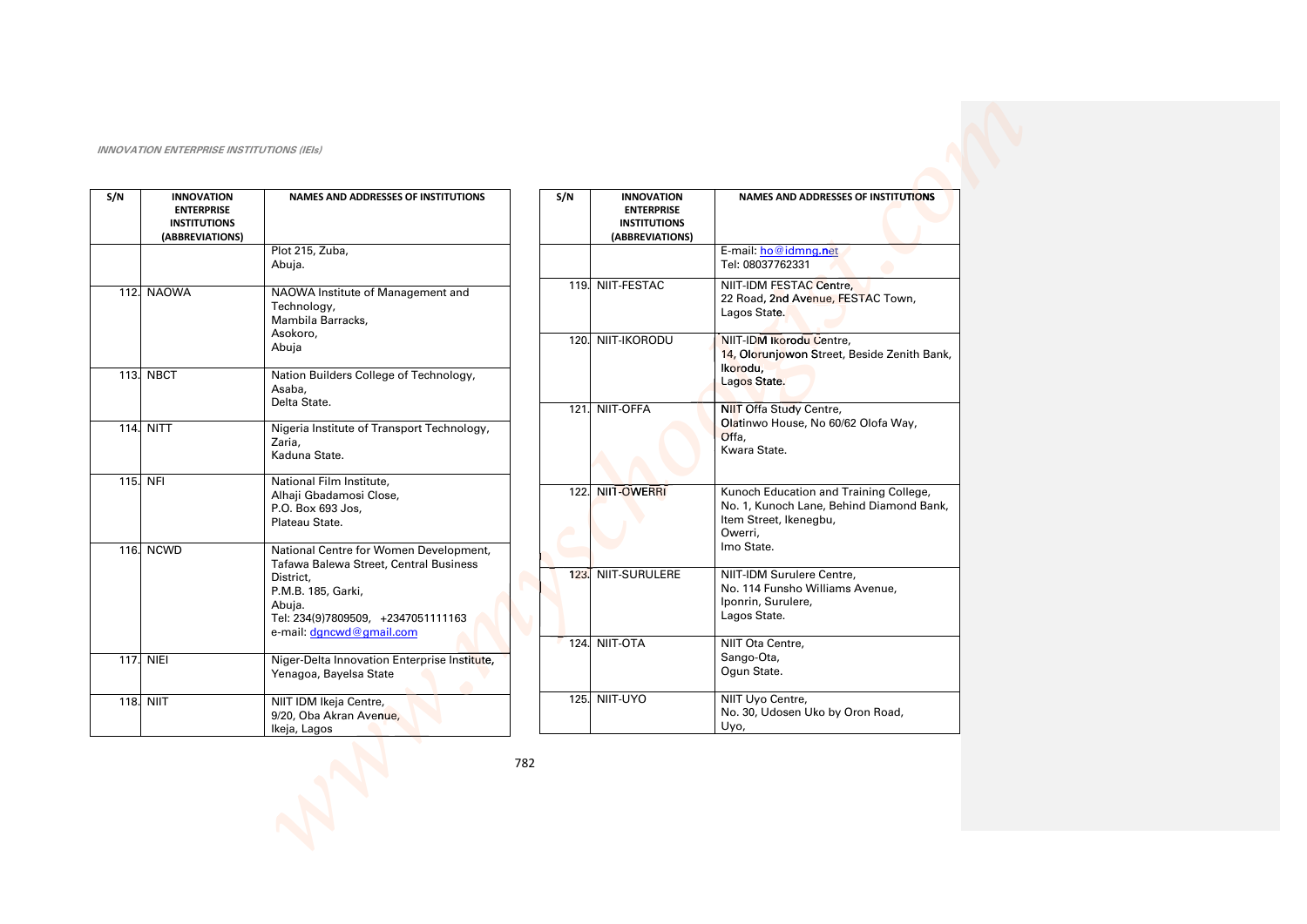*INNOVATION ENTERPRISE INSTITUTIONS (IEIs)*

| S/N | INNOVATION ENTERPRISE INSTITUTIONS (ABBREVIATIONS) | NAMES AND ADDRESSES OF INSTITUTIONS |
|---|---|---|
| | | Plot 215, Zuba, Abuja. |
| 112. | NAOWA | NAOWA Institute of Management and Technology, Mambila Barracks, Asokoro, Abuja |
| 113. | NBCT | Nation Builders College of Technology, Asaba, Delta State. |
| 114. | NITT | Nigeria Institute of Transport Technology, Zaria, Kaduna State. |
| 115. | NFI | National Film Institute, Alhaji Gbadamosi Close, P.O. Box 693 Jos, Plateau State. |
| 116. | NCWD | National Centre for Women Development, Tafawa Balewa Street, Central Business District, P.M.B. 185, Garki, Abuja. Tel: 234(9)7809509, +2347051111163 e-mail: dgncwd@gmail.com |
| 117. | NIEI | Niger-Delta Innovation Enterprise Institute, Yenagoa, Bayelsa State |
| 118. | NIIT | NIIT IDM Ikeja Centre, 9/20, Oba Akran Avenue, Ikeja, Lagos |
| | | E-mail: ho@idmng.net Tel: 08037762331 |
| 119. | NIIT-FESTAC | NIIT-IDM FESTAC Centre, 22 Road, 2nd Avenue, FESTAC Town, Lagos State. |
| 120. | NIIT-IKORODU | NIIT-IDM Ikorodu Centre, 14, Olorunjowon Street, Beside Zenith Bank, Ikorodu, Lagos State. |
| 121. | NIIT-OFFA | NIIT Offa Study Centre, Olatinwo House, No 60/62 Olofa Way, Offa, Kwara State. |
| 122. | NIIT-OWERRI | Kunoch Education and Training College, No. 1, Kunoch Lane, Behind Diamond Bank, Item Street, Ikenegbu, Owerri, Imo State. |
| 123. | NIIT-SURULERE | NIIT-IDM Surulere Centre, No. 114 Funsho Williams Avenue, Iponrin, Surulere, Lagos State. |
| 124. | NIIT-OTA | NIIT Ota Centre, Sango-Ota, Ogun State. |
| 125. | NIIT-UYO | NIIT Uyo Centre, No. 30, Udosen Uko by Oron Road, Uyo, |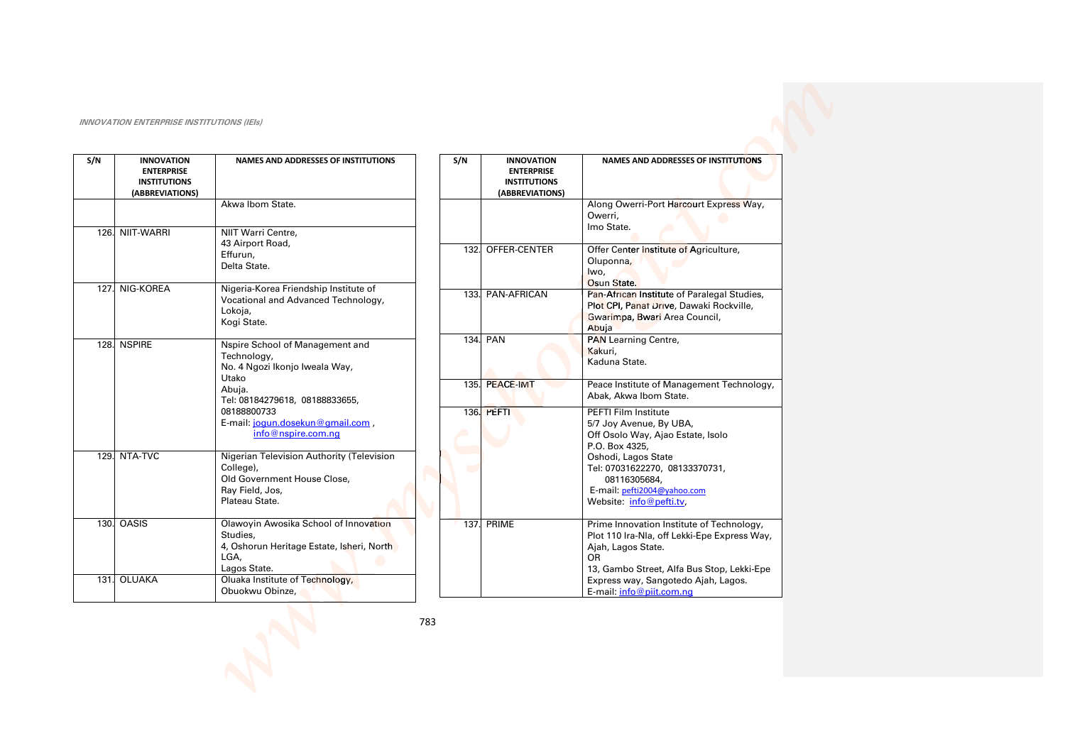*INNOVATION ENTERPRISE INSTITUTIONS (IEIs)*

| S/N | INNOVATION ENTERPRISE INSTITUTIONS (ABBREVIATIONS) | NAMES AND ADDRESSES OF INSTITUTIONS |
|---|---|---|
| | | Akwa Ibom State. |
| 126. | NIIT-WARRI | NIIT Warri Centre, 43 Airport Road, Effurun, Delta State. |
| 127. | NIG-KOREA | Nigeria-Korea Friendship Institute of Vocational and Advanced Technology, Lokoja, Kogi State. |
| 128. | NSPIRE | Nspire School of Management and Technology, No. 4 Ngozi Ikonjo Iweala Way, Utako Abuja. Tel: 08184279618, 08188833655, 08188800733 E-mail: jogun.dosekun@gmail.com , info@nspire.com.ng |
| 129. | NTA-TVC | Nigerian Television Authority (Television College), Old Government House Close, Ray Field, Jos, Plateau State. |
| 130. | OASIS | Olawoyin Awosika School of Innovation Studies, 4, Oshorun Heritage Estate, Isheri, North LGA, Lagos State. |
| 131. | OLUAKA | Oluaka Institute of Technology, Obuokwu Obinze, |

| S/N | INNOVATION ENTERPRISE INSTITUTIONS (ABBREVIATIONS) | NAMES AND ADDRESSES OF INSTITUTIONS |
|---|---|---|
| | | Along Owerri-Port Harcourt Express Way, Owerri, Imo State. |
| 132. | OFFER-CENTER | Offer Center Institute of Agriculture, Oluponna, Iwo, Osun State. |
| 133. | PAN-AFRICAN | Pan-African Institute of Paralegal Studies, Plot CPI, Panat Drive, Dawaki Rockville, Gwarimpa, Bwari Area Council, Abuja |
| 134. | PAN | PAN Learning Centre, Kakuri, Kaduna State. |
| 135. | PEACE-IMT | Peace Institute of Management Technology, Abak, Akwa Ibom State. |
| 136. | PEFTI | PEFTI Film Institute 5/7 Joy Avenue, By UBA, Off Osolo Way, Ajao Estate, Isolo P.O. Box 4325, Oshodi, Lagos State Tel: 07031622270, 08133370731, 08116305684, E-mail: pefti2004@yahoo.com Website: info@pefti.tv, |
| 137. | PRIME | Prime Innovation Institute of Technology, Plot 110 Ira-Nla, off Lekki-Epe Express Way, Ajah, Lagos State. OR 13, Gambo Street, Alfa Bus Stop, Lekki-Epe Express way, Sangotedo Ajah, Lagos. E-mail: info@piit.com.ng |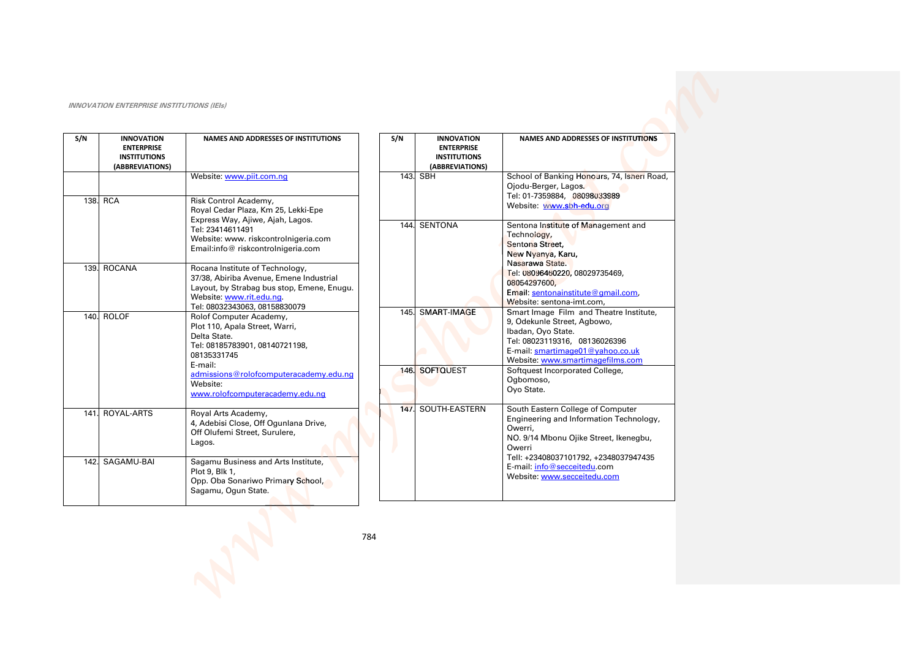*INNOVATION ENTERPRISE INSTITUTIONS (IEIs)*

| S/N | INNOVATION ENTERPRISE INSTITUTIONS (ABBREVIATIONS) | NAMES AND ADDRESSES OF INSTITUTIONS |
|---|---|---|
| | | Website: www.piit.com.ng |
| 138. | RCA | Risk Control Academy, Royal Cedar Plaza, Km 25, Lekki-Epe Express Way, Ajiwe, Ajah, Lagos. Tel: 23414611491 Website: www. riskcontrolnigeria.com Email:info@ riskcontrolnigeria.com |
| 139. | ROCANA | Rocana Institute of Technology, 37/38, Abiriba Avenue, Emene Industrial Layout, by Strabag bus stop, Emene, Enugu. Website: www.rit.edu.ng. Tel: 08032343063, 08158830079 |
| 140. | ROLOF | Rolof Computer Academy, Plot 110, Apala Street, Warri, Delta State. Tel: 08185783901, 08140721198, 08135331745 E-mail: admissions@rolofcomputeracademy.edu.ng Website: www.rolofcomputeracademy.edu.ng |
| 141. | ROYAL-ARTS | Royal Arts Academy, 4, Adebisi Close, Off Ogunlana Drive, Off Olufemi Street, Surulere, Lagos. |
| 142. | SAGAMU-BAI | Sagamu Business and Arts Institute, Plot 9, Blk 1, Opp. Oba Sonariwo Primary School, Sagamu, Ogun State. |
| 143. | SBH | School of Banking Honours, 74, Isheri Road, Ojodu-Berger, Lagos. Tel: 01-7359884, 08098033989 Website: www.sbh-edu.org |
| 144. | SENTONA | Sentona Institute of Management and Technology, Sentona Street, New Nyanya, Karu, Nasarawa State. Tel: 08096460220, 08029735469, 08054297600, Email: sentonainstitute@gmail.com, Website: sentona-imt.com, |
| 145. | SMART-IMAGE | Smart Image Film and Theatre Institute, 9, Odekunle Street, Agbowo, Ibadan, Oyo State. Tel: 08023119316, 08136026396 E-mail: smartimage01@yahoo.co.uk Website: www.smartimagefilms.com |
| 146. | SOFTQUEST | Softquest Incorporated College, Ogbomoso, Oyo State. |
| 147. | SOUTH-EASTERN | South Eastern College of Computer Engineering and Information Technology, Owerri, NO. 9/14 Mbonu Ojike Street, Ikenegbu, Owerri Tell: +23408037101792, +2348037947435 E-mail: info@secceitedu.com Website: www.secceitedu.com |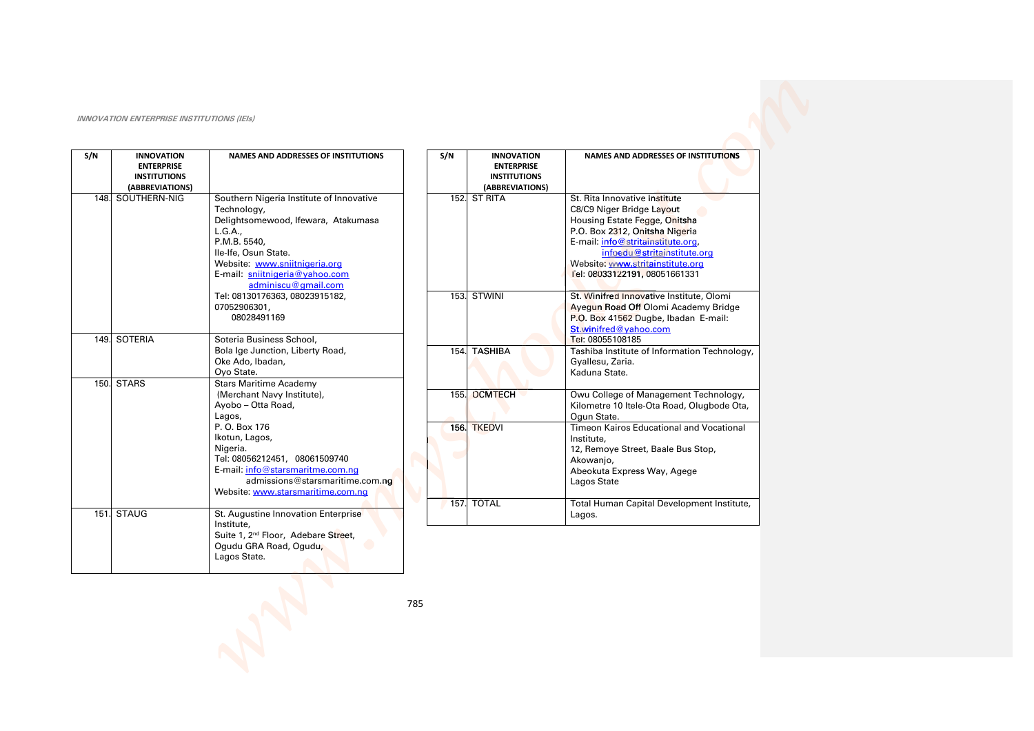*INNOVATION ENTERPRISE INSTITUTIONS (IEIs)*

| S/N | INNOVATION ENTERPRISE INSTITUTIONS (ABBREVIATIONS) | NAMES AND ADDRESSES OF INSTITUTIONS |
|---|---|---|
| 148. | SOUTHERN-NIG | Southern Nigeria Institute of Innovative Technology, Delightsomewood, Ifewara, Atakumasa L.G.A., P.M.B. 5540, Ile-Ife, Osun State. Website: www.sniitnigeria.org E-mail: sniitnigeria@yahoo.com adminiscu@gmail.com Tel: 08130176363, 08023915182, 07052906301, 08028491169 |
| 149. | SOTERIA | Soteria Business School, Bola Ige Junction, Liberty Road, Oke Ado, Ibadan, Oyo State. |
| 150. | STARS | Stars Maritime Academy (Merchant Navy Institute), Ayobo – Otta Road, Lagos, P. O. Box 176 Ikotun, Lagos, Nigeria. Tel: 08056212451, 08061509740 E-mail: info@starsmaritme.com.ng admissions@starsmaritime.com.ng Website: www.starsmaritime.com.ng |
| 151. | STAUG | St. Augustine Innovation Enterprise Institute, Suite 1, 2nd Floor, Adebare Street, Ogudu GRA Road, Ogudu, Lagos State. |
| 152. | ST RITA | St. Rita Innovative Institute C8/C9 Niger Bridge Layout Housing Estate Fegge, Onitsha P.O. Box 2312, Onitsha Nigeria E-mail: info@stritainstitute.org, infoedu@stritainstitute.org Website: www.stritainstitute.org Tel: 08033122191, 08051661331 |
| 153. | STWINI | St. Winifred Innovative Institute, Olomi Ayegun Road Off Olomi Academy Bridge P.O. Box 41562 Dugbe, Ibadan E-mail: St.winifred@yahoo.com Tel: 08055108185 |
| 154. | TASHIBA | Tashiba Institute of Information Technology, Gyallesu, Zaria. Kaduna State. |
| 155. | OCMTECH | Owu College of Management Technology, Kilometre 10 Itele-Ota Road, Olugbode Ota, Ogun State. |
| 156. | TKEDVI | Timeon Kairos Educational and Vocational Institute, 12, Remoye Street, Baale Bus Stop, Akowanjo, Abeokuta Express Way, Agege Lagos State |
| 157. | TOTAL | Total Human Capital Development Institute, Lagos. |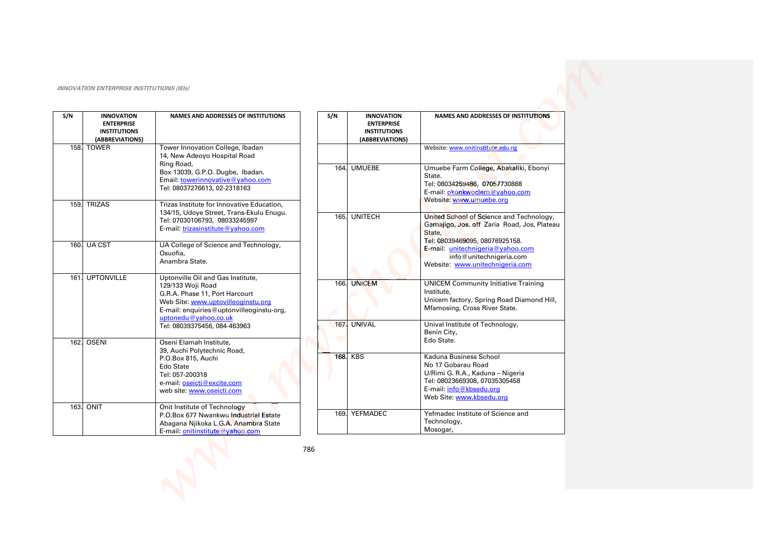*INNOVATION ENTERPRISE INSTITUTIONS (IEIs)*

| S/N | INNOVATION ENTERPRISE INSTITUTIONS (ABBREVIATIONS) | NAMES AND ADDRESSES OF INSTITUTIONS |
|---|---|---|
| 158. | TOWER | Tower Innovation College, Ibadan<br>14, New Adeoyo Hospital Road<br>Ring Road,<br>Box 13039, G.P.O. Dugbe, Ibadan.<br>Email: towerinnovative@yahoo.com<br>Tel: 08037276613, 02-2318163 |
| 159. | TRIZAS | Trizas Institute for Innovative Education,<br>134/15, Udoye Street, Trans-Ekulu Enugu.<br>Tel: 07030106793, 08033245997<br>E-mail: trizasinstitute@yahoo.com |
| 160. | UA CST | UA College of Science and Technology,<br>Osuofia,<br>Anambra State. |
| 161. | UPTONVILLE | Uptonville Oil and Gas Institute,<br>129/133 Woji Road<br>G.R.A. Phase 11, Port Harcourt<br>Web Site: www.uptovilleoginstu.org<br>E-mail: enquiries@uptonvilleoginstu-org,<br>uptonedu@yahoo.co.uk<br>Tel: 08039375456, 084-463963 |
| 162. | OSENI | Oseni Elamah Institute,<br>39, Auchi Polytechnic Road,<br>P.O.Box 815, Auchi<br>Edo State<br>Tel: 057-200318<br>e-mail: oseicti@excite.com<br>web site: www.oseicti.com |
| 163. | ONIT | Onit Institute of Technology<br>P.O.Box 677 Nwankwu Industrial Estate<br>Abagana Njikoka L.G.A. Anambra State<br>E-mail: onitinstitute@yahoo.com<br>Website: www.onitinstitute.edu.ng |
| 164. | UMUEBE | Umuebe Farm College, Abakaliki, Ebonyi State.<br>Tel: 08034259486, 07057730888<br>E-mail: okonkwoclem@yahoo.com<br>Website: www.umuebe.org |
| 165. | UNITECH | United School of Science and Technology,<br>Gamajigo, Jos. off Zaria Road, Jos, Plateau State,<br>Tel: 08039469095, 08076925158.<br>E-mail: unitechnigeria@yahoo.com<br>info@unitechnigeria.com<br>Website: www.unitechnigeria.com |
| 166. | UNICEM | UNICEM Community Initiative Training Institute,<br>Unicem factory, Spring Road Diamond Hill,<br>Mfamosing, Cross River State. |
| 167. | UNIVAL | Unival Institute of Technology,<br>Benin City,<br>Edo State. |
| 168. | KBS | Kaduna Business School<br>No 17 Gobarau Road<br>U/Rimi G. R.A., Kaduna – Nigeria<br>Tel: 08023669308, 07035305458<br>E-mail: info@kbsedu.org<br>Web Site: www.kbsedu.org |
| 169. | YEFMADEC | Yefmadec Institute of Science and Technology,<br>Mosogar, |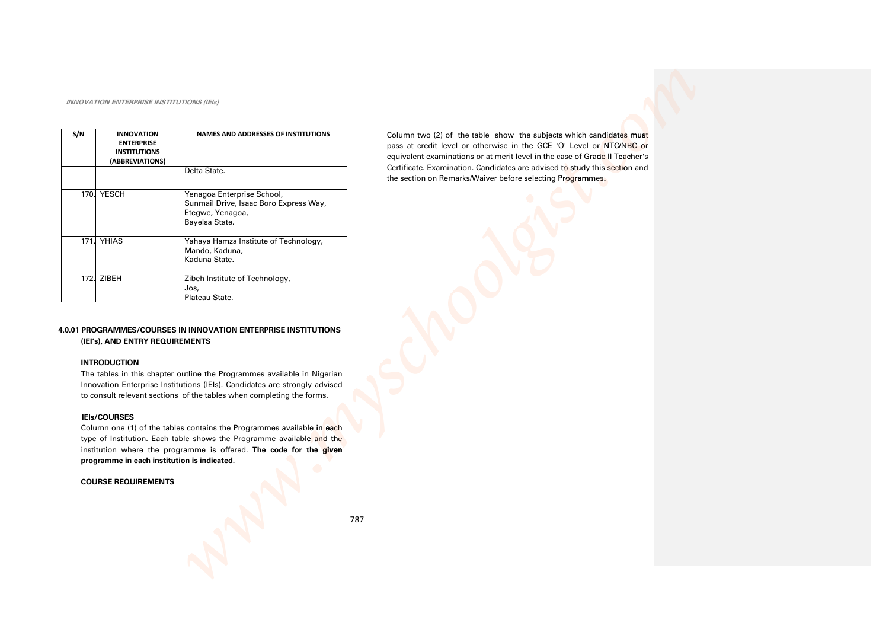*INNOVATION ENTERPRISE INSTITUTIONS (IEIs)*

| S/N | INNOVATION ENTERPRISE INSTITUTIONS (ABBREVIATIONS) | NAMES AND ADDRESSES OF INSTITUTIONS |
|---|---|---|
| | | Delta State. |
| 170. | YESCH | Yenagoa Enterprise School, Sunmail Drive, Isaac Boro Express Way, Etegwe, Yenagoa, Bayelsa State. |
| 171. | YHIAS | Yahaya Hamza Institute of Technology, Mando, Kaduna, Kaduna State. |
| 172. | ZIBEH | Zibeh Institute of Technology, Jos, Plateau State. |

## 4.0.01 PROGRAMMES/COURSES IN INNOVATION ENTERPRISE INSTITUTIONS (IEI's), AND ENTRY REQUIREMENTS

### INTRODUCTION

The tables in this chapter outline the Programmes available in Nigerian Innovation Enterprise Institutions (IEIs). Candidates are strongly advised to consult relevant sections of the tables when completing the forms.

### IEIs/COURSES

Column one (1) of the tables contains the Programmes available in each type of Institution. Each table shows the Programme available and the institution where the programme is offered. **The code for the given programme in each institution is indicated.**

### COURSE REQUIREMENTS

Column two (2) of the table show the subjects which candidates must pass at credit level or otherwise in the GCE 'O' Level or NTC/NBC or equivalent examinations or at merit level in the case of Grade II Teacher's Certificate. Examination. Candidates are advised to study this section and the section on Remarks/Waiver before selecting Programmes.